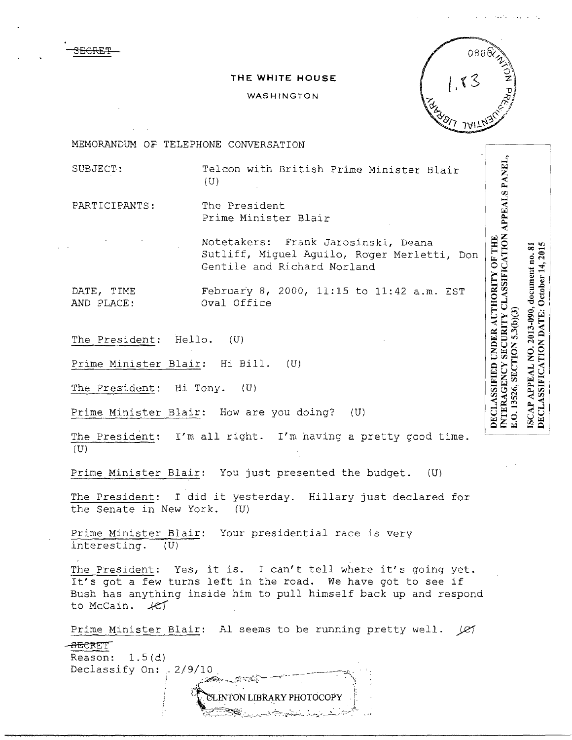~~SECRET~~

**THE WHITE HOUSE**

WASHINGTON

0886 CLINTON PRESIDENTIAL LIBRARY

1.13

DECLASSIFIED UNDER AUTHORITY OF THE INTERAGENCY SECURITY CLASSIFICATION APPEALS PANEL, E.O. 13526, SECTION 5.3(b)(3)

ISCAP APPEAL NO. 2013-090, document no. 81
DECLASSIFICATION DATE: October 14, 2015

MEMORANDUM OF TELEPHONE CONVERSATION

SUBJECT: Telcon with British Prime Minister Blair (U)

PARTICIPANTS: The President
Prime Minister Blair

Notetakers: Frank Jarosinski, Deana Sutliff, Miguel Aguilo, Roger Merletti, Don Gentile and Richard Norland

DATE, TIME AND PLACE: February 8, 2000, 11:15 to 11:42 a.m. EST
Oval Office

The President: Hello. (U)

Prime Minister Blair: Hi Bill. (U)

The President: Hi Tony. (U)

Prime Minister Blair: How are you doing? (U)

The President: I'm all right. I'm having a pretty good time. (U)

Prime Minister Blair: You just presented the budget. (U)

The President: I did it yesterday. Hillary just declared for the Senate in New York. (U)

Prime Minister Blair: Your presidential race is very interesting. (U)

The President: Yes, it is. I can't tell where it's going yet. It's got a few turns left in the road. We have got to see if Bush has anything inside him to pull himself back up and respond to McCain. ~~(C)~~

Prime Minister Blair: Al seems to be running pretty well. ~~(C)~~

~~SECRET~~
Reason: 1.5(d)
Declassify On: 2/9/10

CLINTON LIBRARY PHOTOCOPY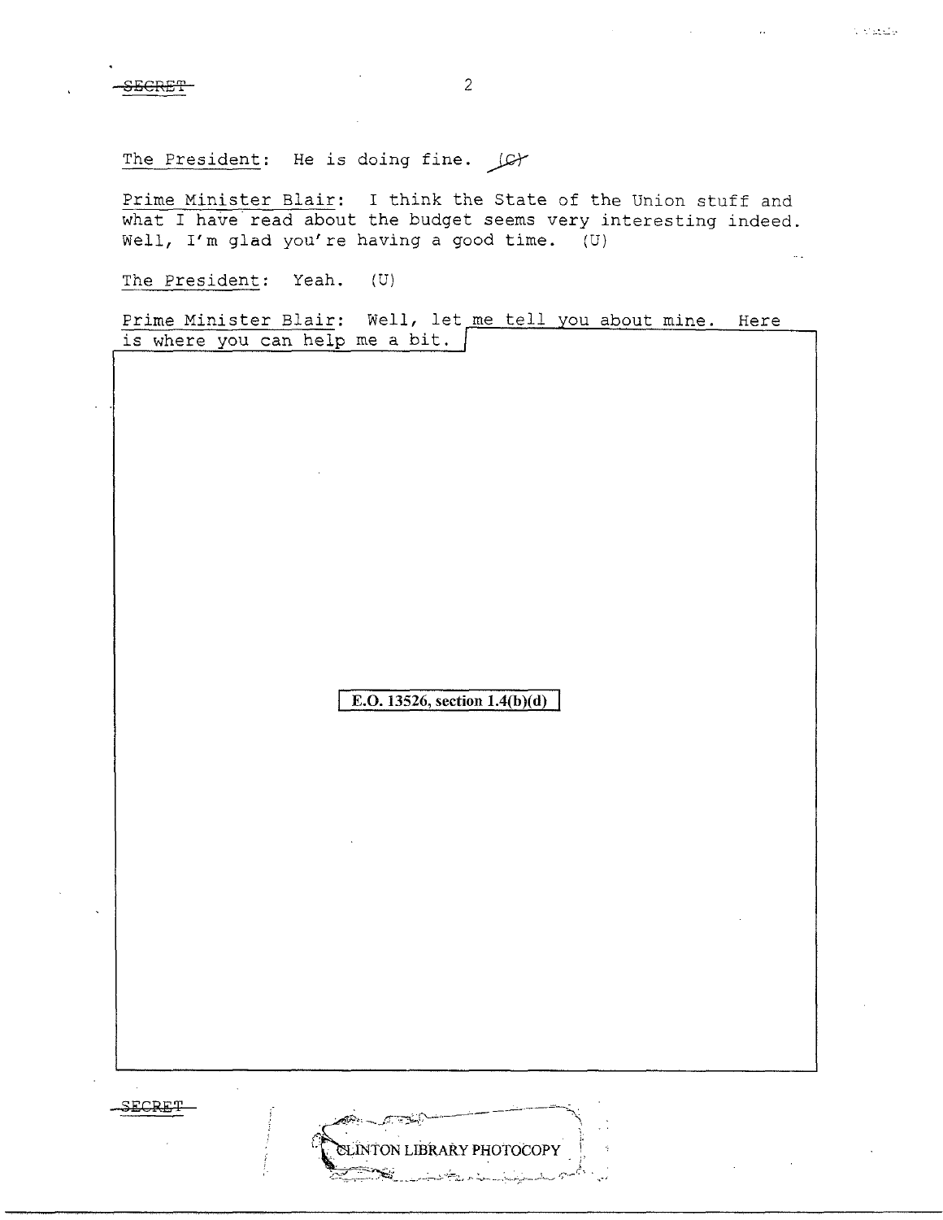SECRET

The President: He is doing fine. (C)

Prime Minister Blair: I think the State of the Union stuff and what I have read about the budget seems very interesting indeed. Well, I'm glad you're having a good time. (U)

The President: Yeah. (U)

Prime Minister Blair: Well, let me tell you about mine. Here is where you can help me a bit.

E.O. 13526, section 1.4(b)(d)

SECRET

CLINTON LIBRARY PHOTOCOPY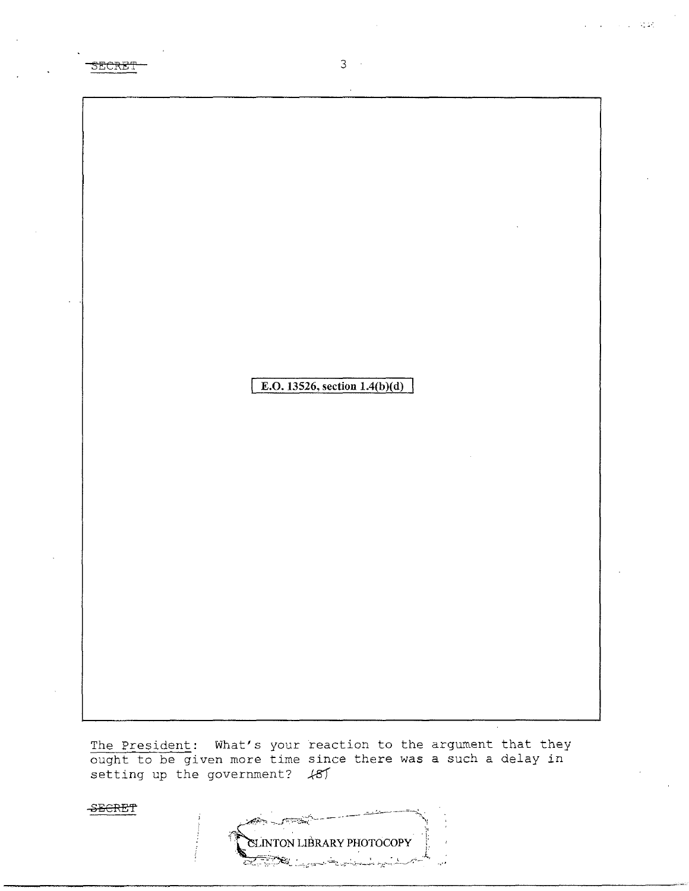E.O. 13526, section 1.4(b)(d)

The President: What's your reaction to the argument that they ought to be given more time since there was a such a delay in setting up the government? (S)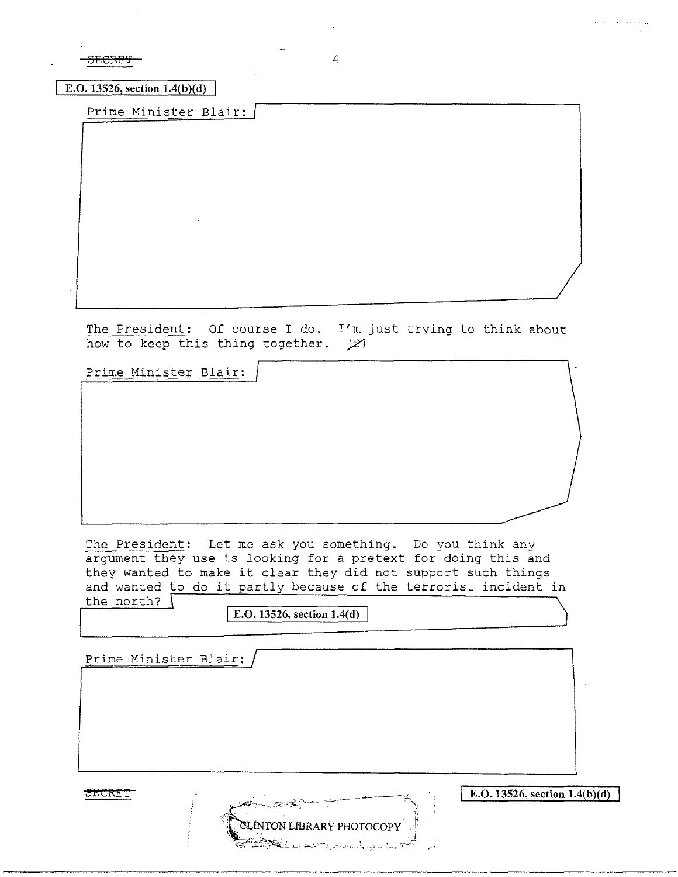E.O. 13526, section 1.4(b)(d)

Prime Minister Blair:

The President: Of course I do. I'm just trying to think about how to keep this thing together. (S)

Prime Minister Blair:

The President: Let me ask you something. Do you think any argument they use is looking for a pretext for doing this and they wanted to make it clear they did not support such things and wanted to do it partly because of the terrorist incident in the north?

E.O. 13526, section 1.4(d)

Prime Minister Blair:

E.O. 13526, section 1.4(b)(d)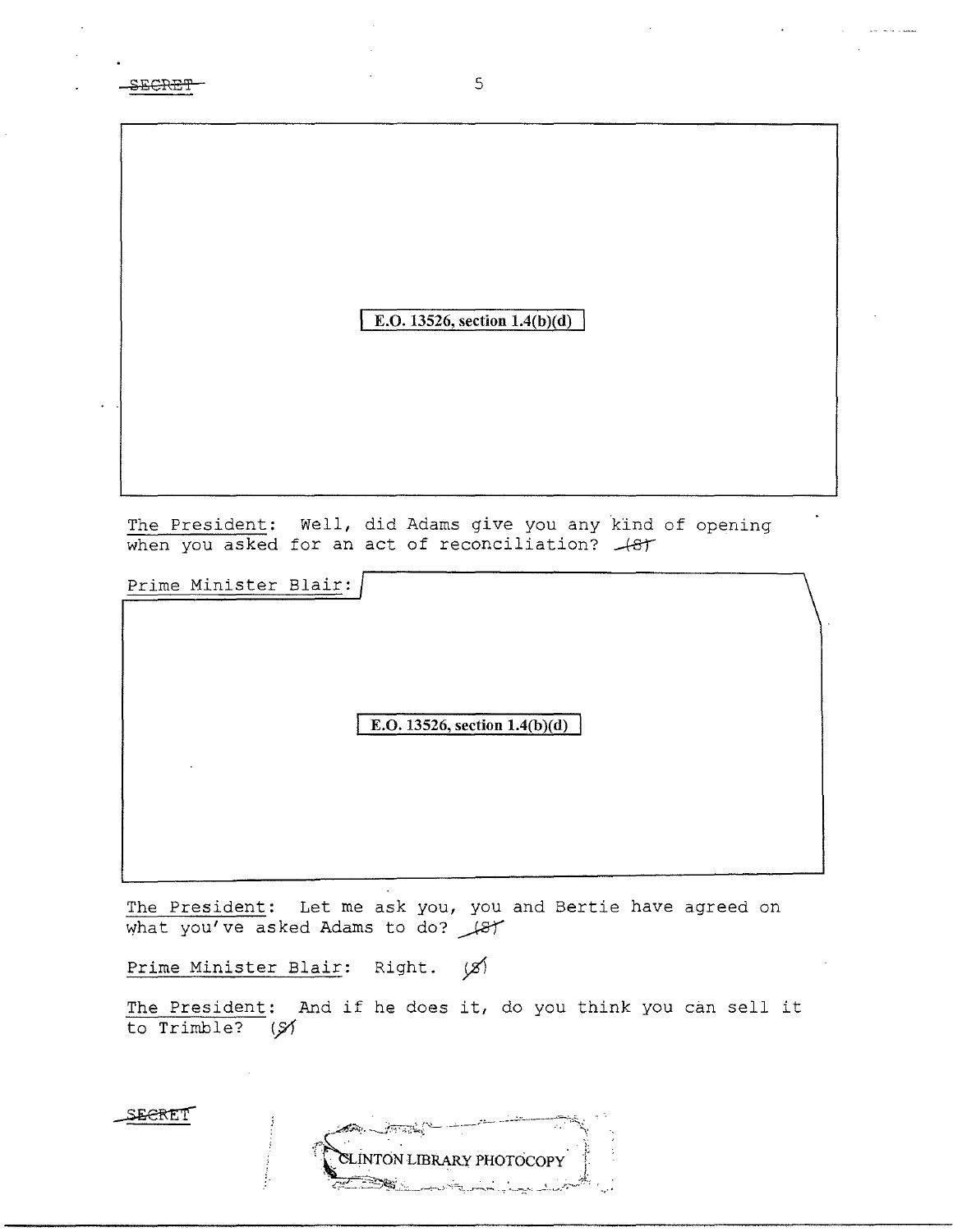E.O. 13526, section 1.4(b)(d)

The President: Well, did Adams give you any kind of opening when you asked for an act of reconciliation? (S)

Prime Minister Blair:

E.O. 13526, section 1.4(b)(d)

The President: Let me ask you, you and Bertie have agreed on what you've asked Adams to do? (S)

Prime Minister Blair: Right. (S)

The President: And if he does it, do you think you can sell it to Trimble? (S)

CLINTON LIBRARY PHOTOCOPY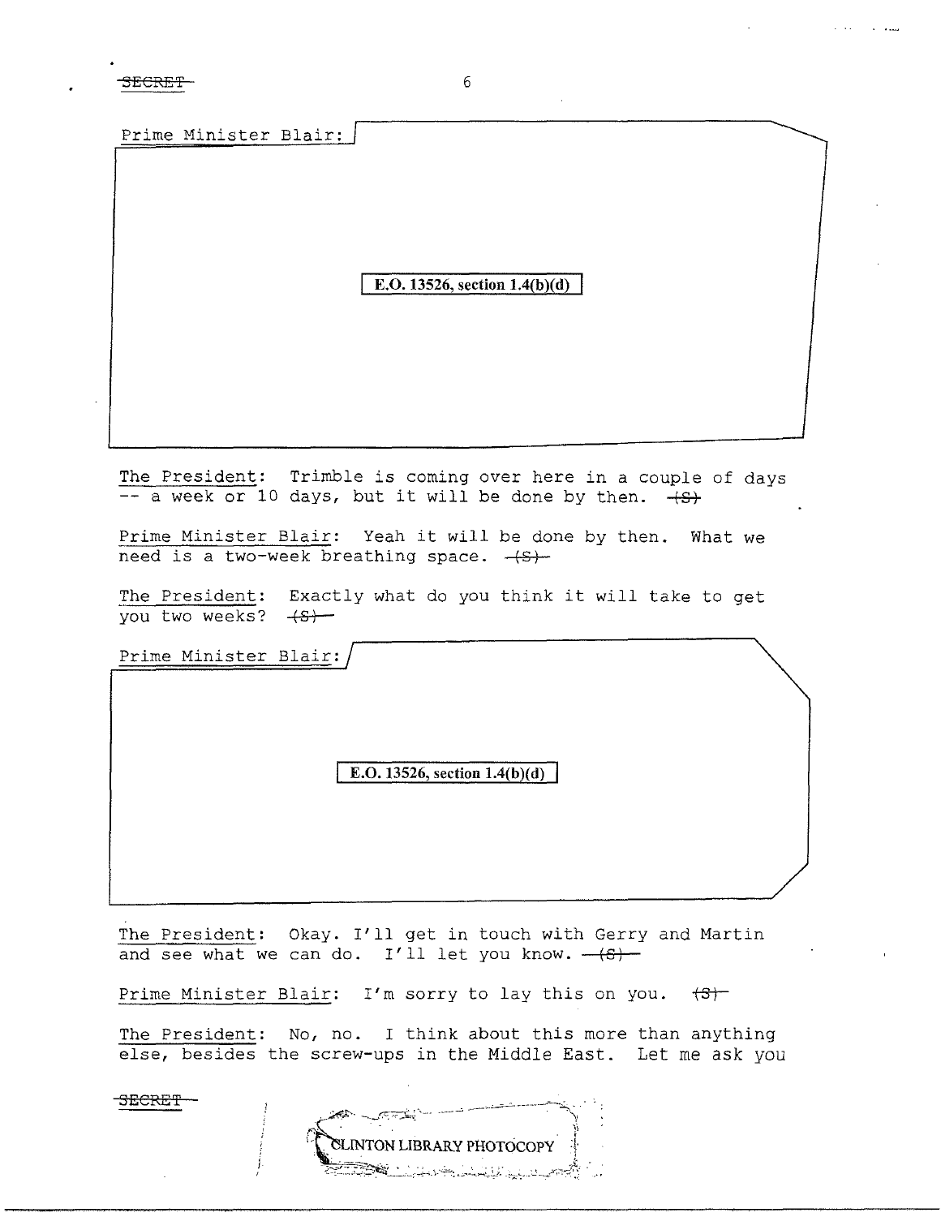Prime Minister Blair:

E.O. 13526, section 1.4(b)(d)

The President: Trimble is coming over here in a couple of days -- a week or 10 days, but it will be done by then. (S)

Prime Minister Blair: Yeah it will be done by then. What we need is a two-week breathing space. (S)

The President: Exactly what do you think it will take to get you two weeks? (S)

Prime Minister Blair:

E.O. 13526, section 1.4(b)(d)

The President: Okay. I'll get in touch with Gerry and Martin and see what we can do. I'll let you know. (S)

Prime Minister Blair: I'm sorry to lay this on you. (S)

The President: No, no. I think about this more than anything else, besides the screw-ups in the Middle East. Let me ask you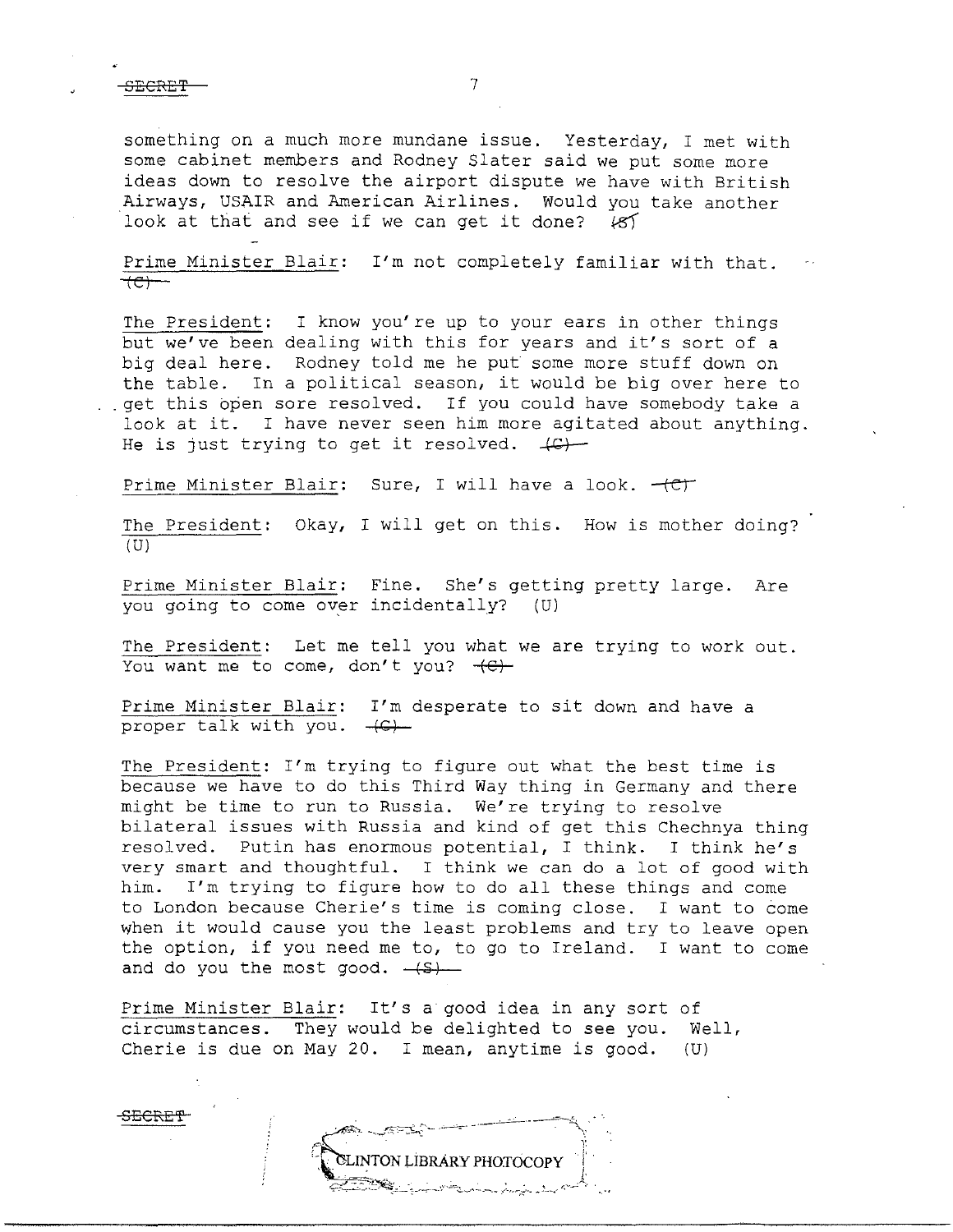something on a much more mundane issue. Yesterday, I met with some cabinet members and Rodney Slater said we put some more ideas down to resolve the airport dispute we have with British Airways, USAIR and American Airlines. Would you take another look at that and see if we can get it done? (S)

Prime Minister Blair: I'm not completely familiar with that. (C)

The President: I know you're up to your ears in other things but we've been dealing with this for years and it's sort of a big deal here. Rodney told me he put some more stuff down on the table. In a political season, it would be big over here to get this open sore resolved. If you could have somebody take a look at it. I have never seen him more agitated about anything. He is just trying to get it resolved. (C)

Prime Minister Blair: Sure, I will have a look. (C)

The President: Okay, I will get on this. How is mother doing? (U)

Prime Minister Blair: Fine. She's getting pretty large. Are you going to come over incidentally? (U)

The President: Let me tell you what we are trying to work out. You want me to come, don't you? (C)

Prime Minister Blair: I'm desperate to sit down and have a proper talk with you. (C)

The President: I'm trying to figure out what the best time is because we have to do this Third Way thing in Germany and there might be time to run to Russia. We're trying to resolve bilateral issues with Russia and kind of get this Chechnya thing resolved. Putin has enormous potential, I think. I think he's very smart and thoughtful. I think we can do a lot of good with him. I'm trying to figure how to do all these things and come to London because Cherie's time is coming close. I want to come when it would cause you the least problems and try to leave open the option, if you need me to, to go to Ireland. I want to come and do you the most good. (S)

Prime Minister Blair: It's a good idea in any sort of circumstances. They would be delighted to see you. Well, Cherie is due on May 20. I mean, anytime is good. (U)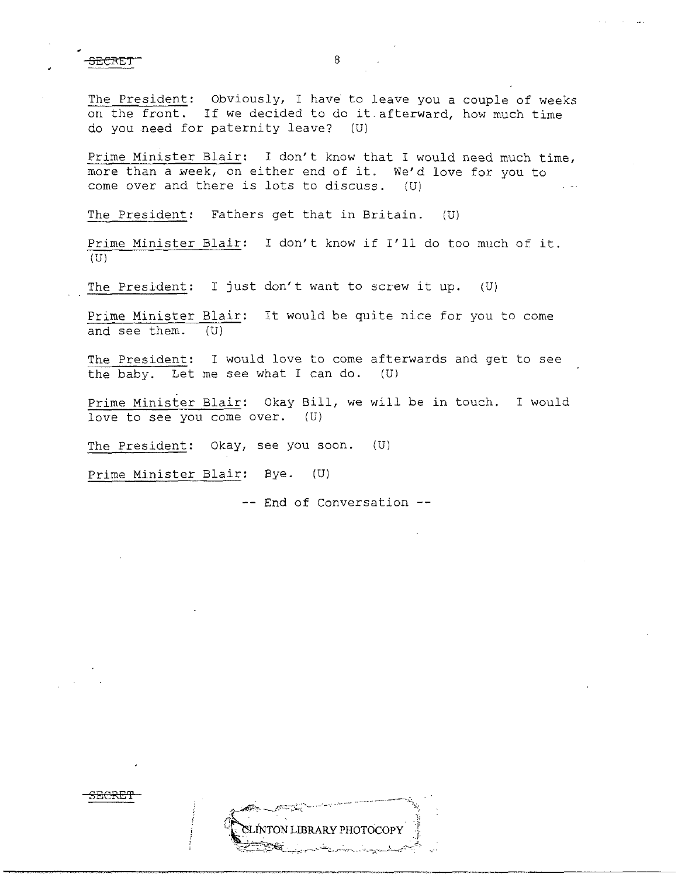The President: Obviously, I have to leave you a couple of weeks on the front. If we decided to do it afterward, how much time do you need for paternity leave? (U)

Prime Minister Blair: I don't know that I would need much time, more than a week, on either end of it. We'd love for you to come over and there is lots to discuss. (U)

The President: Fathers get that in Britain. (U)

Prime Minister Blair: I don't know if I'll do too much of it. (U)

The President: I just don't want to screw it up. (U)

Prime Minister Blair: It would be quite nice for you to come and see them. (U)

The President: I would love to come afterwards and get to see the baby. Let me see what I can do. (U)

Prime Minister Blair: Okay Bill, we will be in touch. I would love to see you come over. (U)

The President: Okay, see you soon. (U)

Prime Minister Blair: Bye. (U)

-- End of Conversation --